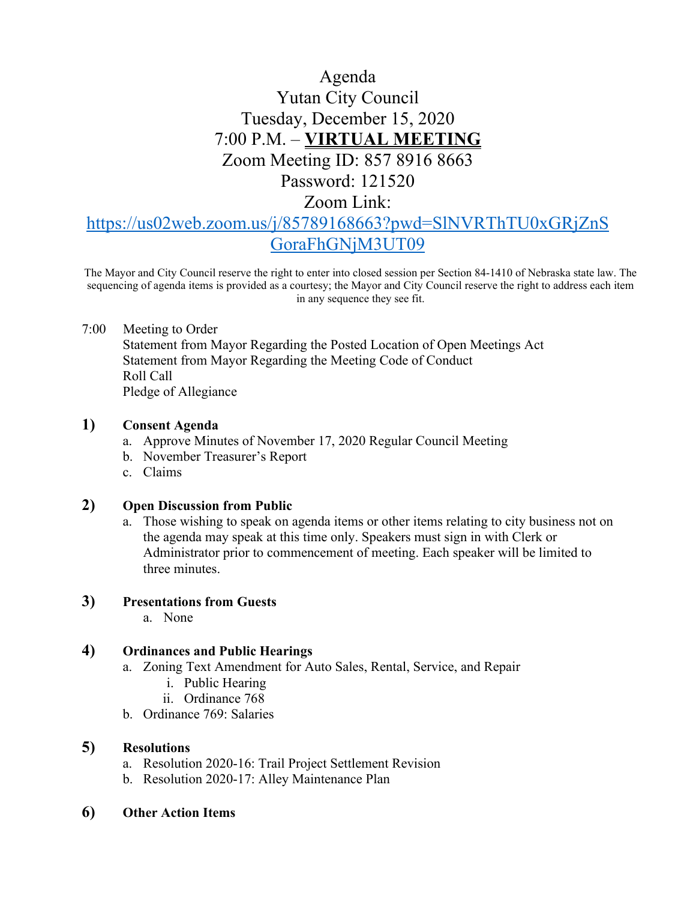# Agenda
## Yutan City Council
## Tuesday, December 15, 2020
## 7:00 P.M. – **VIRTUAL MEETING**
## Zoom Meeting ID: 857 8916 8663
## Password: 121520
## Zoom Link:
## https://us02web.zoom.us/j/85789168663?pwd=SlNVRThTU0xGRjZnSGoraFhGNjM3UT09

The Mayor and City Council reserve the right to enter into closed session per Section 84-1410 of Nebraska state law. The sequencing of agenda items is provided as a courtesy; the Mayor and City Council reserve the right to address each item in any sequence they see fit.

7:00 Meeting to Order
Statement from Mayor Regarding the Posted Location of Open Meetings Act
Statement from Mayor Regarding the Meeting Code of Conduct
Roll Call
Pledge of Allegiance

**1) Consent Agenda**

a. Approve Minutes of November 17, 2020 Regular Council Meeting
b. November Treasurer's Report
c. Claims

**2) Open Discussion from Public**

a. Those wishing to speak on agenda items or other items relating to city business not on the agenda may speak at this time only. Speakers must sign in with Clerk or Administrator prior to commencement of meeting. Each speaker will be limited to three minutes.

**3) Presentations from Guests**

a. None

**4) Ordinances and Public Hearings**

a. Zoning Text Amendment for Auto Sales, Rental, Service, and Repair
   i. Public Hearing
   ii. Ordinance 768
b. Ordinance 769: Salaries

**5) Resolutions**

a. Resolution 2020-16: Trail Project Settlement Revision
b. Resolution 2020-17: Alley Maintenance Plan

**6) Other Action Items**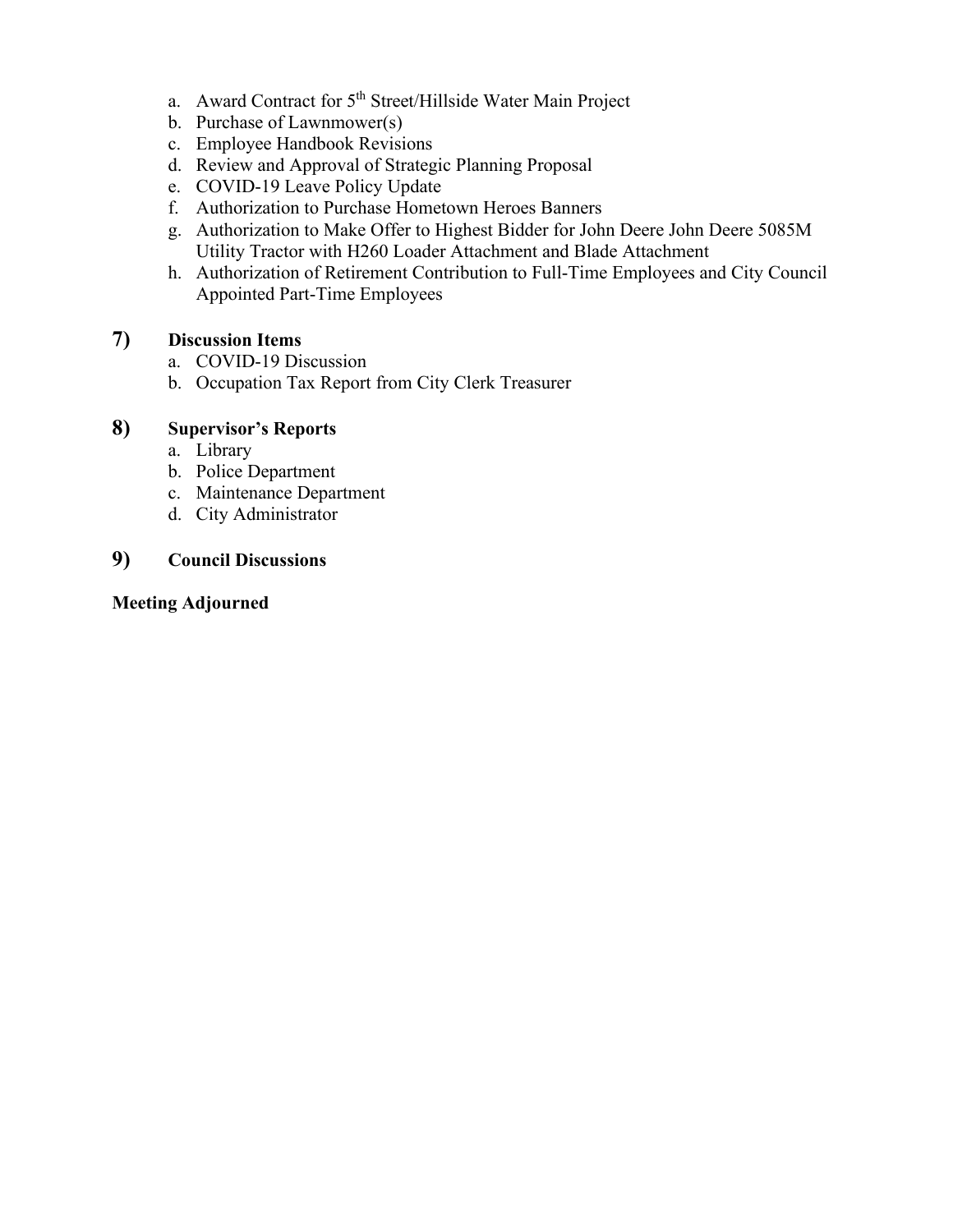a. Award Contract for 5th Street/Hillside Water Main Project
b. Purchase of Lawnmower(s)
c. Employee Handbook Revisions
d. Review and Approval of Strategic Planning Proposal
e. COVID-19 Leave Policy Update
f. Authorization to Purchase Hometown Heroes Banners
g. Authorization to Make Offer to Highest Bidder for John Deere John Deere 5085M Utility Tractor with H260 Loader Attachment and Blade Attachment
h. Authorization of Retirement Contribution to Full-Time Employees and City Council Appointed Part-Time Employees

**7) Discussion Items**

a. COVID-19 Discussion
b. Occupation Tax Report from City Clerk Treasurer

**8) Supervisor's Reports**

a. Library
b. Police Department
c. Maintenance Department
d. City Administrator

**9) Council Discussions**

**Meeting Adjourned**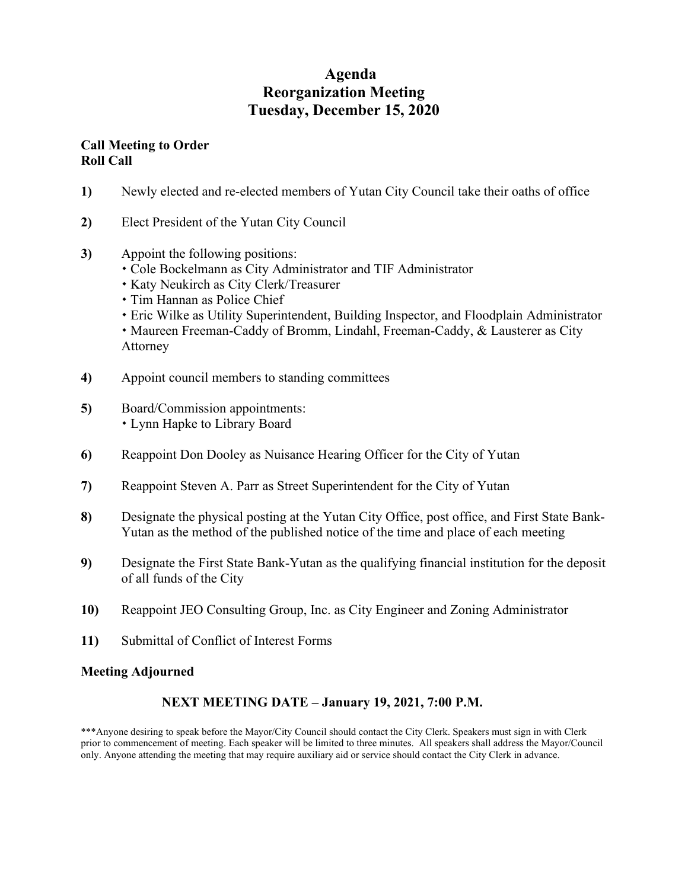# Agenda
# Reorganization Meeting
# Tuesday, December 15, 2020

**Call Meeting to Order**
**Roll Call**

**1)** Newly elected and re-elected members of Yutan City Council take their oaths of office

**2)** Elect President of the Yutan City Council

**3)** Appoint the following positions:
- Cole Bockelmann as City Administrator and TIF Administrator
- Katy Neukirch as City Clerk/Treasurer
- Tim Hannan as Police Chief
- Eric Wilke as Utility Superintendent, Building Inspector, and Floodplain Administrator
- Maureen Freeman-Caddy of Bromm, Lindahl, Freeman-Caddy, & Lausterer as City Attorney

**4)** Appoint council members to standing committees

**5)** Board/Commission appointments:
- Lynn Hapke to Library Board

**6)** Reappoint Don Dooley as Nuisance Hearing Officer for the City of Yutan

**7)** Reappoint Steven A. Parr as Street Superintendent for the City of Yutan

**8)** Designate the physical posting at the Yutan City Office, post office, and First State Bank-Yutan as the method of the published notice of the time and place of each meeting

**9)** Designate the First State Bank-Yutan as the qualifying financial institution for the deposit of all funds of the City

**10)** Reappoint JEO Consulting Group, Inc. as City Engineer and Zoning Administrator

**11)** Submittal of Conflict of Interest Forms

**Meeting Adjourned**

**NEXT MEETING DATE – January 19, 2021, 7:00 P.M.**

***Anyone desiring to speak before the Mayor/City Council should contact the City Clerk. Speakers must sign in with Clerk prior to commencement of meeting. Each speaker will be limited to three minutes. All speakers shall address the Mayor/Council only. Anyone attending the meeting that may require auxiliary aid or service should contact the City Clerk in advance.